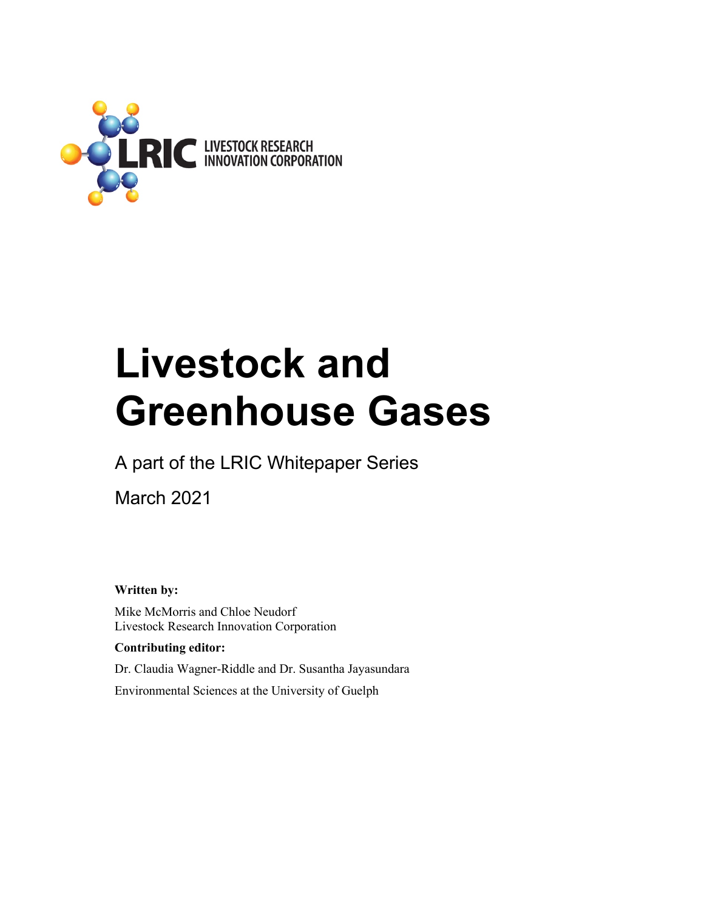LRIC LIVESTOCK RESEARCH INNOVATION CORPORATION

# Livestock and Greenhouse Gases

A part of the LRIC Whitepaper Series

March 2021

**Written by:**

Mike McMorris and Chloe Neudorf
Livestock Research Innovation Corporation

**Contributing editor:**

Dr. Claudia Wagner-Riddle and Dr. Susantha Jayasundara

Environmental Sciences at the University of Guelph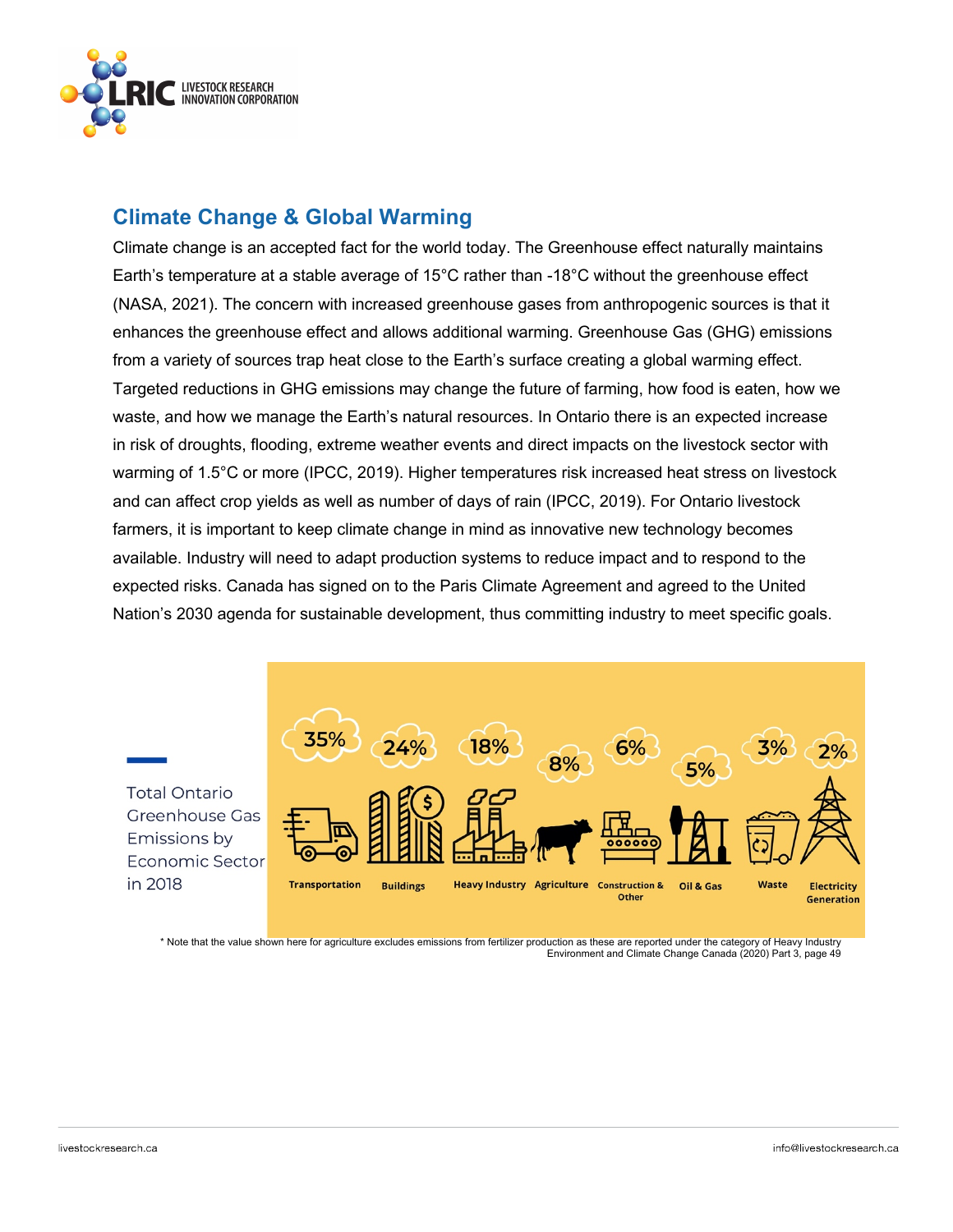## Climate Change & Global Warming

Climate change is an accepted fact for the world today. The Greenhouse effect naturally maintains Earth's temperature at a stable average of 15°C rather than -18°C without the greenhouse effect (NASA, 2021). The concern with increased greenhouse gases from anthropogenic sources is that it enhances the greenhouse effect and allows additional warming. Greenhouse Gas (GHG) emissions from a variety of sources trap heat close to the Earth's surface creating a global warming effect. Targeted reductions in GHG emissions may change the future of farming, how food is eaten, how we waste, and how we manage the Earth's natural resources. In Ontario there is an expected increase in risk of droughts, flooding, extreme weather events and direct impacts on the livestock sector with warming of 1.5°C or more (IPCC, 2019). Higher temperatures risk increased heat stress on livestock and can affect crop yields as well as number of days of rain (IPCC, 2019). For Ontario livestock farmers, it is important to keep climate change in mind as innovative new technology becomes available. Industry will need to adapt production systems to reduce impact and to respond to the expected risks. Canada has signed on to the Paris Climate Agreement and agreed to the United Nation's 2030 agenda for sustainable development, thus committing industry to meet specific goals.

Total Ontario Greenhouse Gas Emissions by Economic Sector in 2018

| Transportation | Buildings | Heavy Industry | Agriculture | Construction & Other | Oil & Gas | Waste | Electricity Generation |
|---|---|---|---|---|---|---|---|
| 35% | 24% | 18% | 8% | 6% | 5% | 3% | 2% |

\* Note that the value shown here for agriculture excludes emissions from fertilizer production as these are reported under the category of Heavy Industry
Environment and Climate Change Canada (2020) Part 3, page 49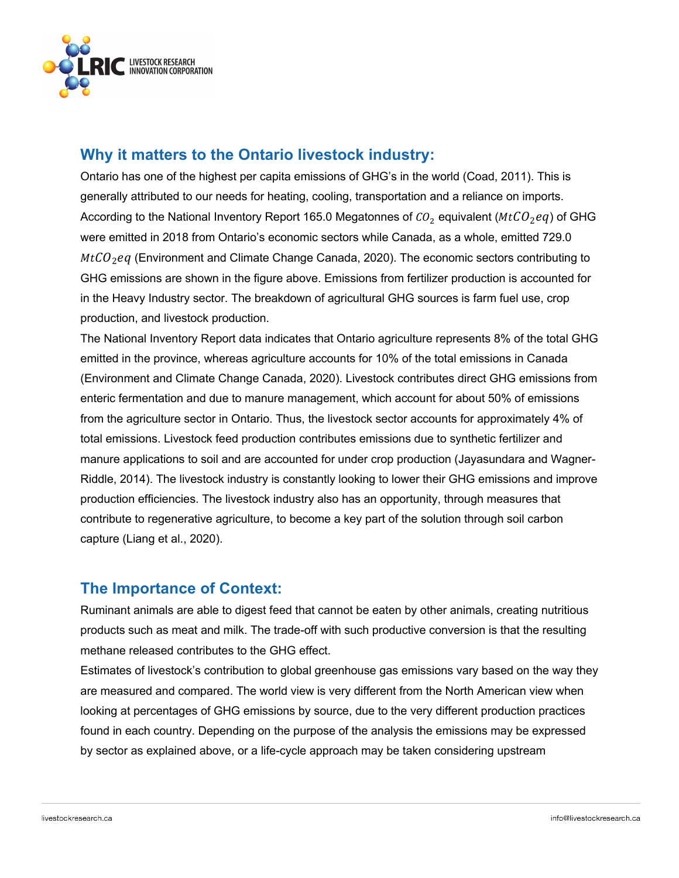## Why it matters to the Ontario livestock industry:

Ontario has one of the highest per capita emissions of GHG's in the world (Coad, 2011). This is generally attributed to our needs for heating, cooling, transportation and a reliance on imports. According to the National Inventory Report 165.0 Megatonnes of $CO_2$ equivalent ($MtCO_2eq$) of GHG were emitted in 2018 from Ontario's economic sectors while Canada, as a whole, emitted 729.0 $MtCO_2eq$ (Environment and Climate Change Canada, 2020). The economic sectors contributing to GHG emissions are shown in the figure above. Emissions from fertilizer production is accounted for in the Heavy Industry sector. The breakdown of agricultural GHG sources is farm fuel use, crop production, and livestock production.

The National Inventory Report data indicates that Ontario agriculture represents 8% of the total GHG emitted in the province, whereas agriculture accounts for 10% of the total emissions in Canada (Environment and Climate Change Canada, 2020). Livestock contributes direct GHG emissions from enteric fermentation and due to manure management, which account for about 50% of emissions from the agriculture sector in Ontario. Thus, the livestock sector accounts for approximately 4% of total emissions. Livestock feed production contributes emissions due to synthetic fertilizer and manure applications to soil and are accounted for under crop production (Jayasundara and Wagner-Riddle, 2014). The livestock industry is constantly looking to lower their GHG emissions and improve production efficiencies. The livestock industry also has an opportunity, through measures that contribute to regenerative agriculture, to become a key part of the solution through soil carbon capture (Liang et al., 2020).

## The Importance of Context:

Ruminant animals are able to digest feed that cannot be eaten by other animals, creating nutritious products such as meat and milk. The trade-off with such productive conversion is that the resulting methane released contributes to the GHG effect.

Estimates of livestock's contribution to global greenhouse gas emissions vary based on the way they are measured and compared. The world view is very different from the North American view when looking at percentages of GHG emissions by source, due to the very different production practices found in each country. Depending on the purpose of the analysis the emissions may be expressed by sector as explained above, or a life-cycle approach may be taken considering upstream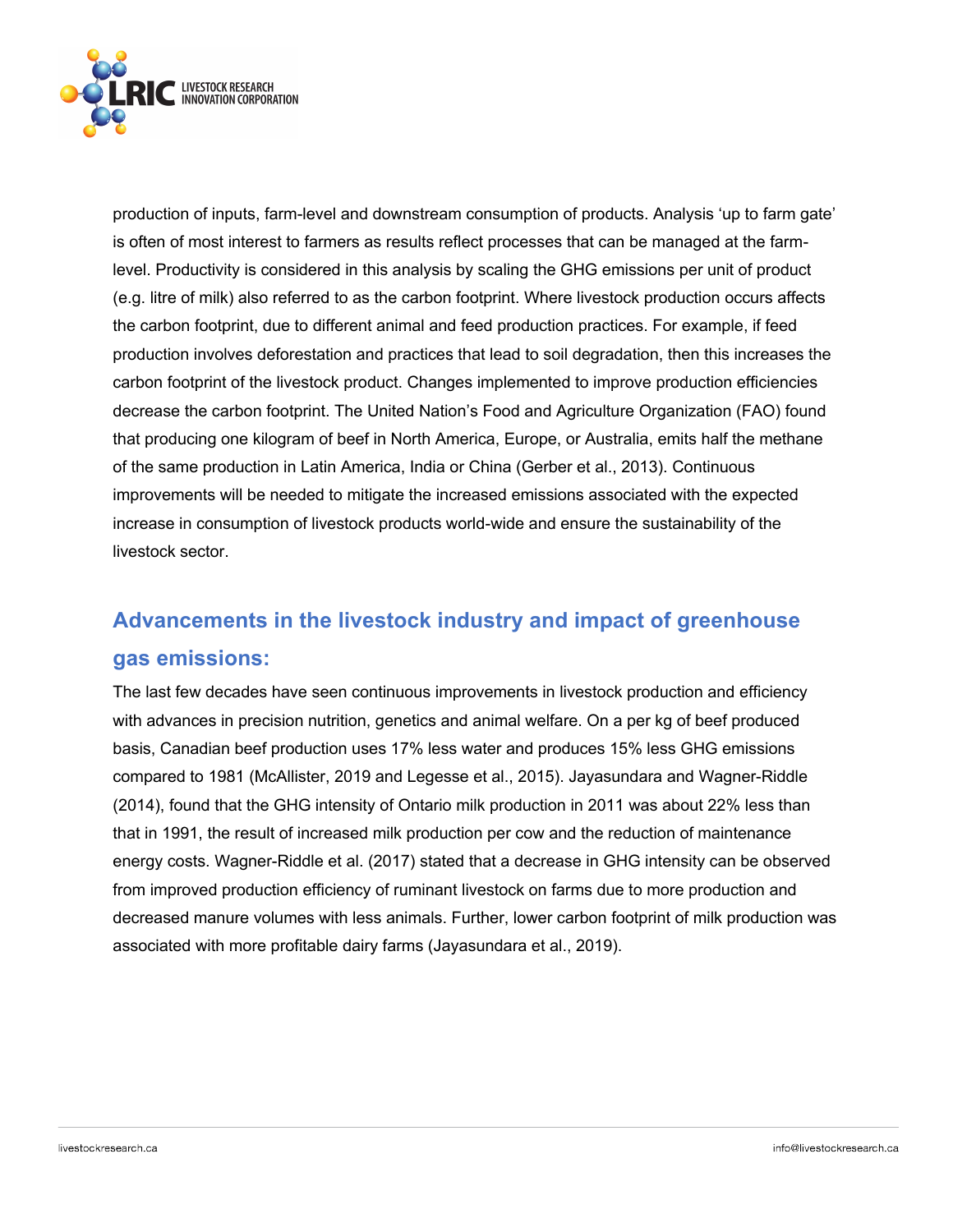production of inputs, farm-level and downstream consumption of products. Analysis 'up to farm gate' is often of most interest to farmers as results reflect processes that can be managed at the farm-level. Productivity is considered in this analysis by scaling the GHG emissions per unit of product (e.g. litre of milk) also referred to as the carbon footprint. Where livestock production occurs affects the carbon footprint, due to different animal and feed production practices. For example, if feed production involves deforestation and practices that lead to soil degradation, then this increases the carbon footprint of the livestock product. Changes implemented to improve production efficiencies decrease the carbon footprint. The United Nation's Food and Agriculture Organization (FAO) found that producing one kilogram of beef in North America, Europe, or Australia, emits half the methane of the same production in Latin America, India or China (Gerber et al., 2013). Continuous improvements will be needed to mitigate the increased emissions associated with the expected increase in consumption of livestock products world-wide and ensure the sustainability of the livestock sector.

## Advancements in the livestock industry and impact of greenhouse gas emissions:

The last few decades have seen continuous improvements in livestock production and efficiency with advances in precision nutrition, genetics and animal welfare. On a per kg of beef produced basis, Canadian beef production uses 17% less water and produces 15% less GHG emissions compared to 1981 (McAllister, 2019 and Legesse et al., 2015). Jayasundara and Wagner-Riddle (2014), found that the GHG intensity of Ontario milk production in 2011 was about 22% less than that in 1991, the result of increased milk production per cow and the reduction of maintenance energy costs. Wagner-Riddle et al. (2017) stated that a decrease in GHG intensity can be observed from improved production efficiency of ruminant livestock on farms due to more production and decreased manure volumes with less animals. Further, lower carbon footprint of milk production was associated with more profitable dairy farms (Jayasundara et al., 2019).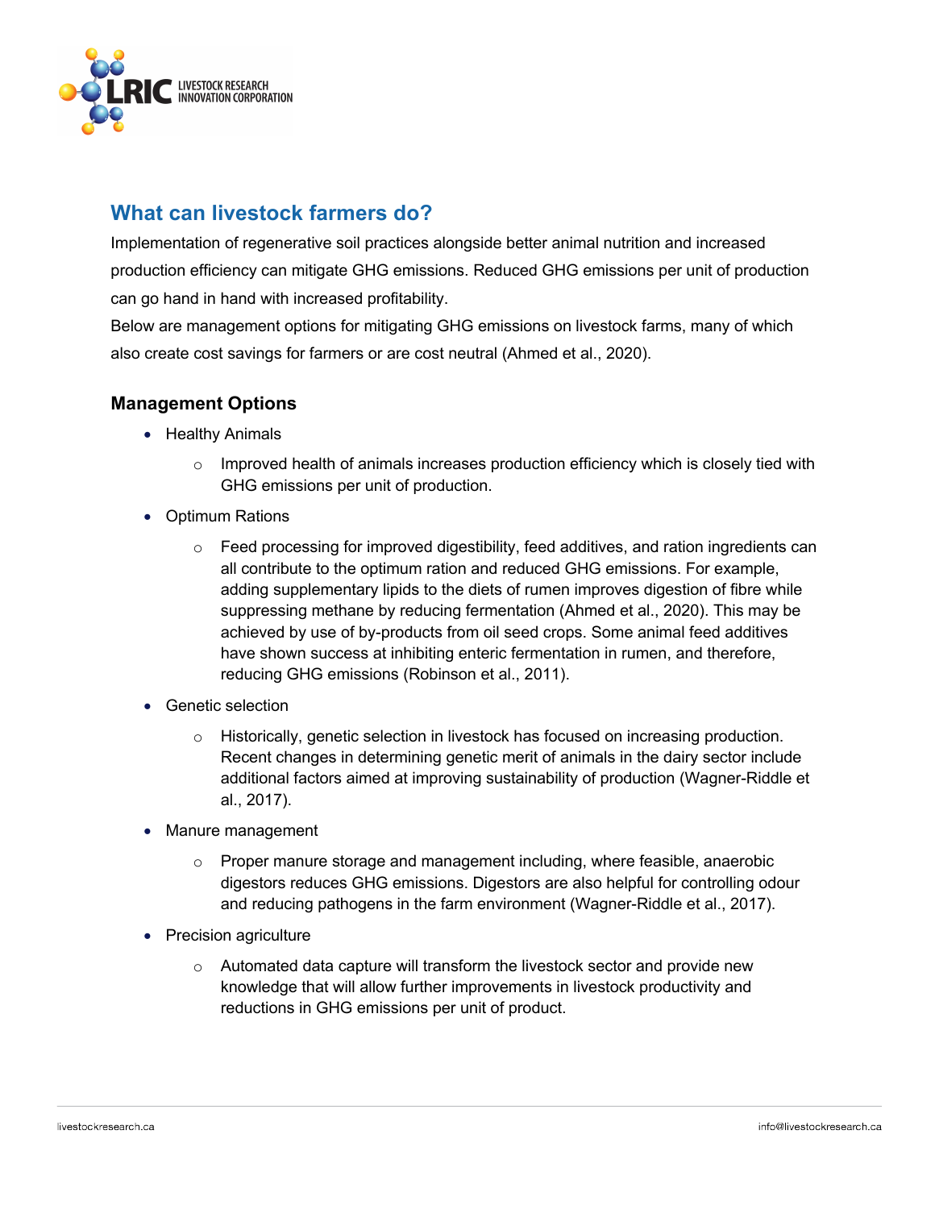## What can livestock farmers do?

Implementation of regenerative soil practices alongside better animal nutrition and increased production efficiency can mitigate GHG emissions. Reduced GHG emissions per unit of production can go hand in hand with increased profitability.

Below are management options for mitigating GHG emissions on livestock farms, many of which also create cost savings for farmers or are cost neutral (Ahmed et al., 2020).

### Management Options

- Healthy Animals
  - Improved health of animals increases production efficiency which is closely tied with GHG emissions per unit of production.
- Optimum Rations
  - Feed processing for improved digestibility, feed additives, and ration ingredients can all contribute to the optimum ration and reduced GHG emissions. For example, adding supplementary lipids to the diets of rumen improves digestion of fibre while suppressing methane by reducing fermentation (Ahmed et al., 2020). This may be achieved by use of by-products from oil seed crops. Some animal feed additives have shown success at inhibiting enteric fermentation in rumen, and therefore, reducing GHG emissions (Robinson et al., 2011).
- Genetic selection
  - Historically, genetic selection in livestock has focused on increasing production. Recent changes in determining genetic merit of animals in the dairy sector include additional factors aimed at improving sustainability of production (Wagner-Riddle et al., 2017).
- Manure management
  - Proper manure storage and management including, where feasible, anaerobic digestors reduces GHG emissions. Digestors are also helpful for controlling odour and reducing pathogens in the farm environment (Wagner-Riddle et al., 2017).
- Precision agriculture
  - Automated data capture will transform the livestock sector and provide new knowledge that will allow further improvements in livestock productivity and reductions in GHG emissions per unit of product.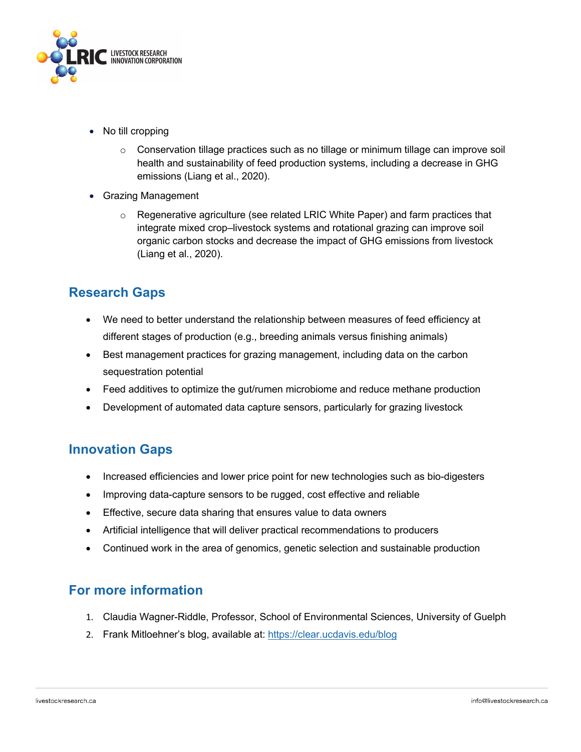- No till cropping
    - Conservation tillage practices such as no tillage or minimum tillage can improve soil health and sustainability of feed production systems, including a decrease in GHG emissions (Liang et al., 2020).
- Grazing Management
    - Regenerative agriculture (see related LRIC White Paper) and farm practices that integrate mixed crop–livestock systems and rotational grazing can improve soil organic carbon stocks and decrease the impact of GHG emissions from livestock (Liang et al., 2020).

## Research Gaps

- We need to better understand the relationship between measures of feed efficiency at different stages of production (e.g., breeding animals versus finishing animals)
- Best management practices for grazing management, including data on the carbon sequestration potential
- Feed additives to optimize the gut/rumen microbiome and reduce methane production
- Development of automated data capture sensors, particularly for grazing livestock

## Innovation Gaps

- Increased efficiencies and lower price point for new technologies such as bio-digesters
- Improving data-capture sensors to be rugged, cost effective and reliable
- Effective, secure data sharing that ensures value to data owners
- Artificial intelligence that will deliver practical recommendations to producers
- Continued work in the area of genomics, genetic selection and sustainable production

## For more information

1. Claudia Wagner-Riddle, Professor, School of Environmental Sciences, University of Guelph
2. Frank Mitloehner's blog, available at: [https://clear.ucdavis.edu/blog](https://clear.ucdavis.edu/blog)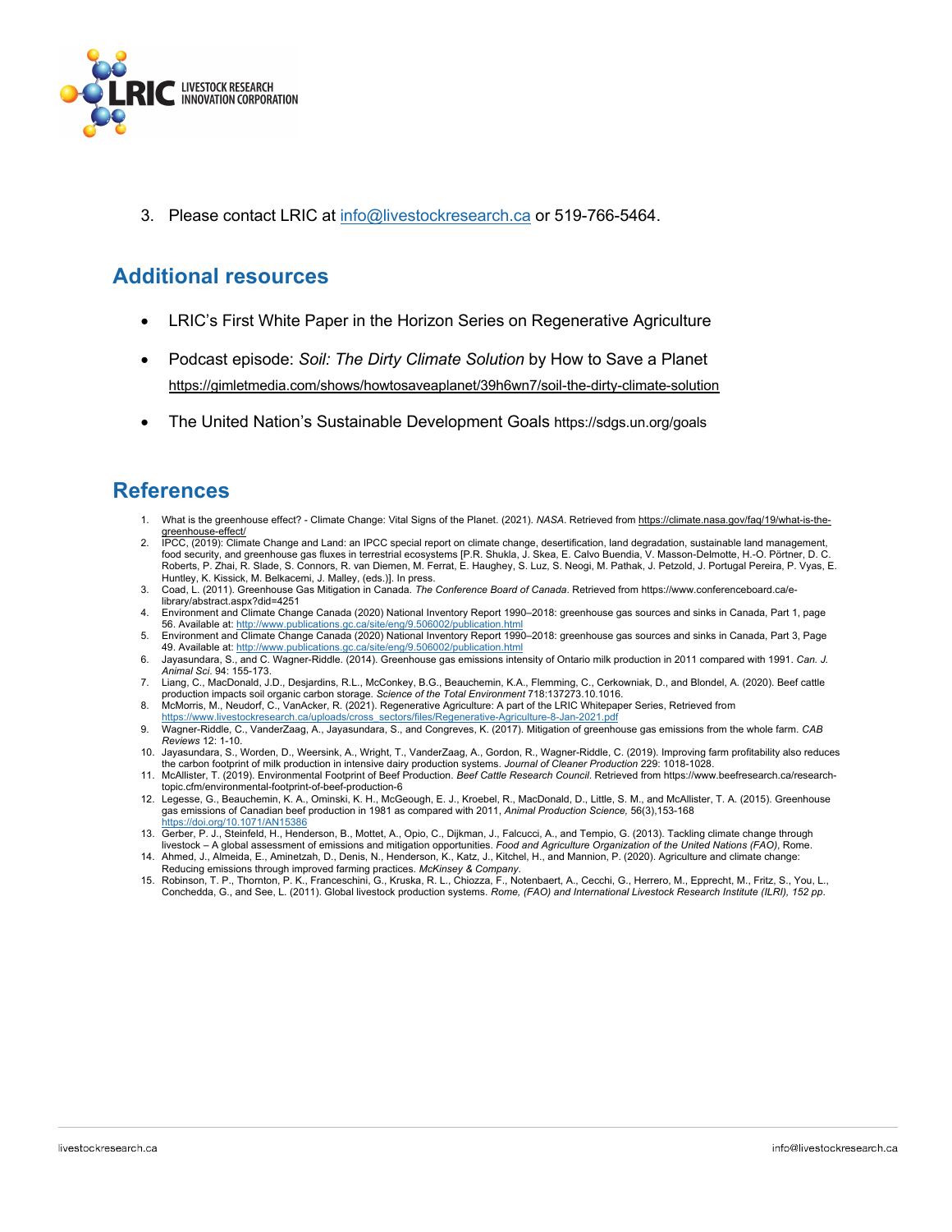3. Please contact LRIC at info@livestockresearch.ca or 519-766-5464.

## Additional resources

- LRIC's First White Paper in the Horizon Series on Regenerative Agriculture
- Podcast episode: *Soil: The Dirty Climate Solution* by How to Save a Planet https://gimletmedia.com/shows/howtosaveaplanet/39h6wn7/soil-the-dirty-climate-solution
- The United Nation's Sustainable Development Goals https://sdgs.un.org/goals

## References

1. What is the greenhouse effect? - Climate Change: Vital Signs of the Planet. (2021). *NASA*. Retrieved from https://climate.nasa.gov/faq/19/what-is-the-greenhouse-effect/
2. IPCC, (2019): Climate Change and Land: an IPCC special report on climate change, desertification, land degradation, sustainable land management, food security, and greenhouse gas fluxes in terrestrial ecosystems [P.R. Shukla, J. Skea, E. Calvo Buendia, V. Masson-Delmotte, H.-O. Pörtner, D. C. Roberts, P. Zhai, R. Slade, S. Connors, R. van Diemen, M. Ferrat, E. Haughey, S. Luz, S. Neogi, M. Pathak, J. Petzold, J. Portugal Pereira, P. Vyas, E. Huntley, K. Kissick, M. Belkacemi, J. Malley, (eds.)]. In press.
3. Coad, L. (2011). Greenhouse Gas Mitigation in Canada. *The Conference Board of Canada*. Retrieved from https://www.conferenceboard.ca/e-library/abstract.aspx?did=4251
4. Environment and Climate Change Canada (2020) National Inventory Report 1990–2018: greenhouse gas sources and sinks in Canada, Part 1, page 56. Available at: http://www.publications.gc.ca/site/eng/9.506002/publication.html
5. Environment and Climate Change Canada (2020) National Inventory Report 1990–2018: greenhouse gas sources and sinks in Canada, Part 3, Page 49. Available at: http://www.publications.gc.ca/site/eng/9.506002/publication.html
6. Jayasundara, S., and C. Wagner-Riddle. (2014). Greenhouse gas emissions intensity of Ontario milk production in 2011 compared with 1991. *Can. J. Animal Sci.* 94: 155-173.
7. Liang, C., MacDonald, J.D., Desjardins, R.L., McConkey, B.G., Beauchemin, K.A., Flemming, C., Cerkowniak, D., and Blondel, A. (2020). Beef cattle production impacts soil organic carbon storage. *Science of the Total Environment* 718:137273.10.1016.
8. McMorris, M., Neudorf, C., VanAcker, R. (2021). Regenerative Agriculture: A part of the LRIC Whitepaper Series, Retrieved from https://www.livestockresearch.ca/uploads/cross_sectors/files/Regenerative-Agriculture-8-Jan-2021.pdf
9. Wagner-Riddle, C., VanderZaag, A., Jayasundara, S., and Congreves, K. (2017). Mitigation of greenhouse gas emissions from the whole farm. *CAB Reviews* 12: 1-10.
10. Jayasundara, S., Worden, D., Weersink, A., Wright, T., VanderZaag, A., Gordon, R., Wagner-Riddle, C. (2019). Improving farm profitability also reduces the carbon footprint of milk production in intensive dairy production systems. *Journal of Cleaner Production* 229: 1018-1028.
11. McAllister, T. (2019). Environmental Footprint of Beef Production. *Beef Cattle Research Council*. Retrieved from https://www.beefresearch.ca/research-topic.cfm/environmental-footprint-of-beef-production-6
12. Legesse, G., Beauchemin, K. A., Ominski, K. H., McGeough, E. J., Kroebel, R., MacDonald, D., Little, S. M., and McAllister, T. A. (2015). Greenhouse gas emissions of Canadian beef production in 1981 as compared with 2011, *Animal Production Science,* 56(3),153-168 https://doi.org/10.1071/AN15386
13. Gerber, P. J., Steinfeld, H., Henderson, B., Mottet, A., Opio, C., Dijkman, J., Falcucci, A., and Tempio, G. (2013). Tackling climate change through livestock – A global assessment of emissions and mitigation opportunities. *Food and Agriculture Organization of the United Nations (FAO)*, Rome.
14. Ahmed, J., Almeida, E., Aminetzah, D., Denis, N., Henderson, K., Katz, J., Kitchel, H., and Mannion, P. (2020). Agriculture and climate change: Reducing emissions through improved farming practices. *McKinsey & Company*.
15. Robinson, T. P., Thornton, P. K., Franceschini, G., Kruska, R. L., Chiozza, F., Notenbaert, A., Cecchi, G., Herrero, M., Epprecht, M., Fritz, S., You, L., Conchedda, G., and See, L. (2011). Global livestock production systems. *Rome, (FAO) and International Livestock Research Institute (ILRI), 152 pp*.